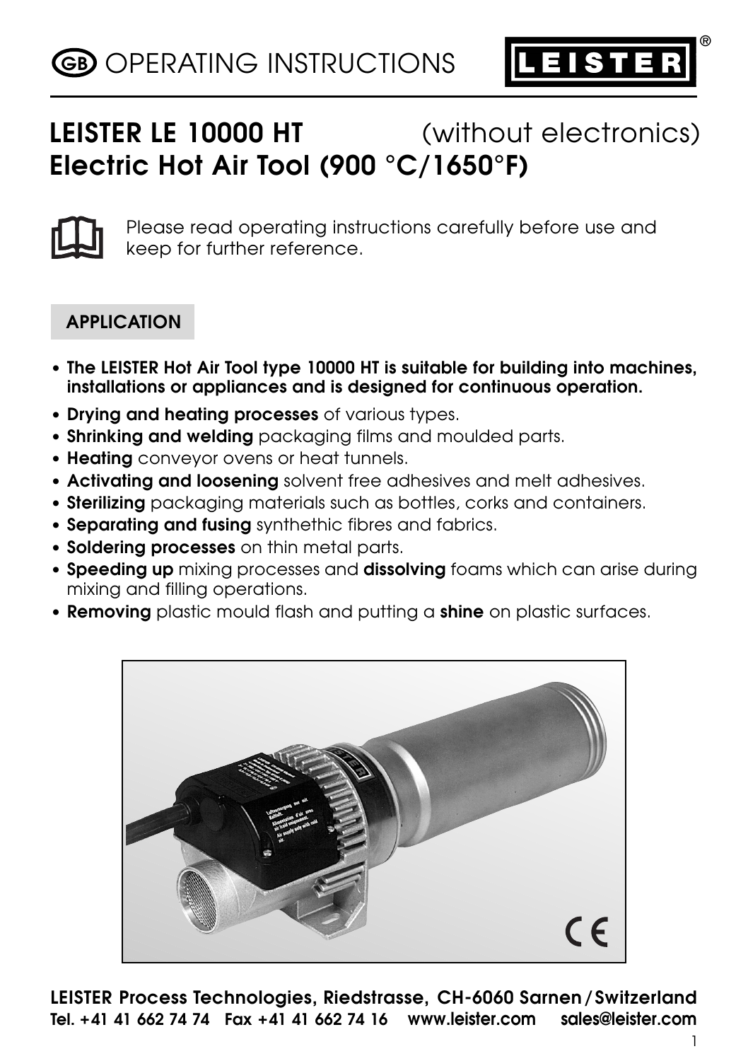# GB OPERATING INSTRUCTIONS

LEISTER®

## LEISTER LE 10000 HT (without electronics)
## Electric Hot Air Tool (900 °C/1650°F)

Please read operating instructions carefully before use and keep for further reference.

### APPLICATION

- **The LEISTER Hot Air Tool type 10000 HT is suitable for building into machines, installations or appliances and is designed for continuous operation.**
- **Drying and heating processes** of various types.
- **Shrinking and welding** packaging films and moulded parts.
- **Heating** conveyor ovens or heat tunnels.
- **Activating and loosening** solvent free adhesives and melt adhesives.
- **Sterilizing** packaging materials such as bottles, corks and containers.
- **Separating and fusing** synthethic fibres and fabrics.
- **Soldering processes** on thin metal parts.
- **Speeding up** mixing processes and **dissolving** foams which can arise during mixing and filling operations.
- **Removing** plastic mould flash and putting a **shine** on plastic surfaces.

**LEISTER Process Technologies, Riedstrasse, CH-6060 Sarnen / Switzerland**
**Tel. +41 41 662 74 74 Fax +41 41 662 74 16 www.leister.com sales@leister.com**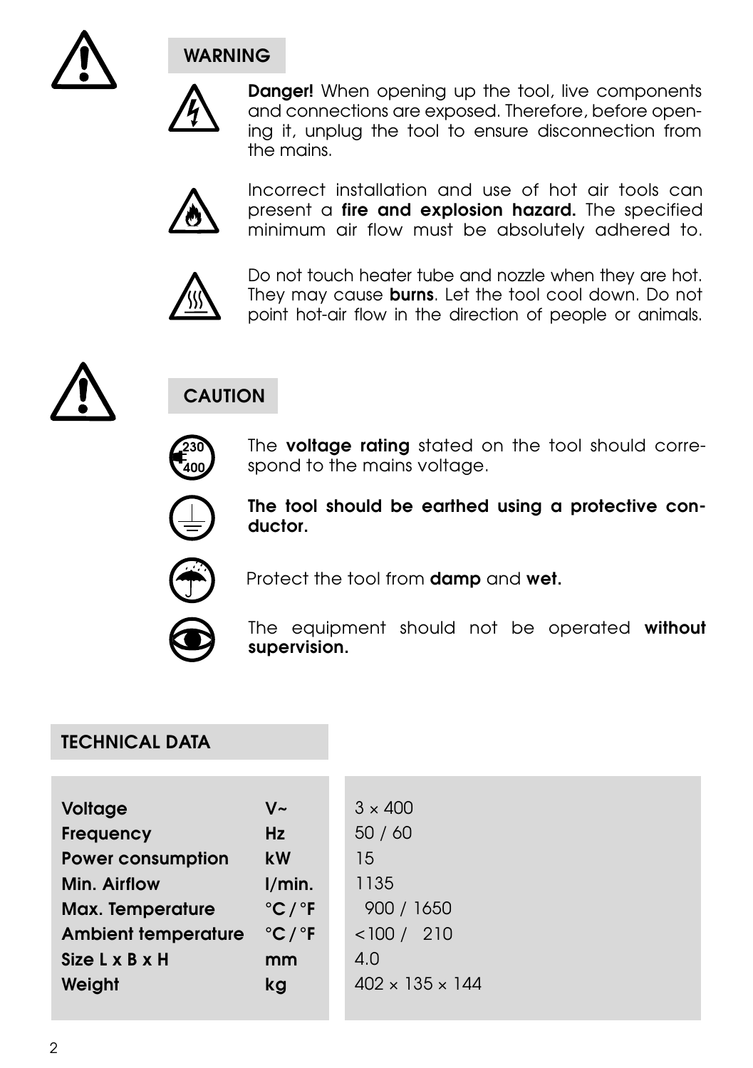## WARNING

**Danger!** When opening up the tool, live components and connections are exposed. Therefore, before opening it, unplug the tool to ensure disconnection from the mains.

Incorrect installation and use of hot air tools can present a **fire and explosion hazard.** The specified minimum air flow must be absolutely adhered to.

Do not touch heater tube and nozzle when they are hot. They may cause **burns**. Let the tool cool down. Do not point hot-air flow in the direction of people or animals.

## CAUTION

230
400

The **voltage rating** stated on the tool should correspond to the mains voltage.

**The tool should be earthed using a protective conductor.**

Protect the tool from **damp** and **wet.**

The equipment should not be operated **without supervision.**

## TECHNICAL DATA

| | | |
|---|---|---|
| **Voltage** | **V~** | 3 × 400 |
| **Frequency** | **Hz** | 50 / 60 |
| **Power consumption** | **kW** | 15 |
| **Min. Airflow** | **l/min.** | 1135 |
| **Max. Temperature** | **°C / °F** | 900 / 1650 |
| **Ambient temperature** | **°C / °F** | <100 / 210 |
| **Size L x B x H** | **mm** | 4.0 |
| **Weight** | **kg** | 402 × 135 × 144 |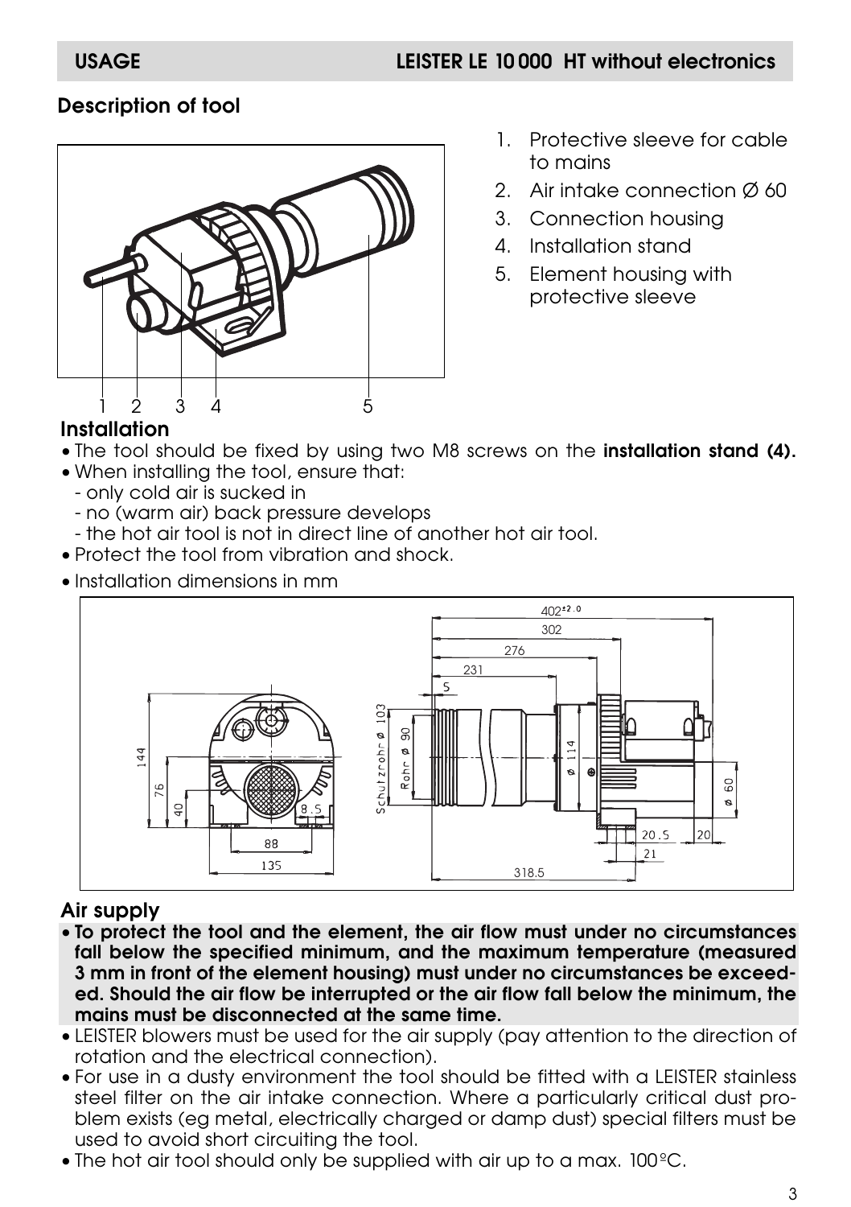## Description of tool

1. Protective sleeve for cable to mains
2. Air intake connection Ø 60
3. Connection housing
4. Installation stand
5. Element housing with protective sleeve

### Installation

- The tool should be fixed by using two M8 screws on the **installation stand (4).**
- When installing the tool, ensure that:
  - only cold air is sucked in
  - no (warm air) back pressure develops
  - the hot air tool is not in direct line of another hot air tool.
- Protect the tool from vibration and shock.
- Installation dimensions in mm

### Air supply

- **To protect the tool and the element, the air flow must under no circumstances fall below the specified minimum, and the maximum temperature (measured 3 mm in front of the element housing) must under no circumstances be exceeded. Should the air flow be interrupted or the air flow fall below the minimum, the mains must be disconnected at the same time.**
- LEISTER blowers must be used for the air supply (pay attention to the direction of rotation and the electrical connection).
- For use in a dusty environment the tool should be fitted with a LEISTER stainless steel filter on the air intake connection. Where a particularly critical dust problem exists (eg metal, electrically charged or damp dust) special filters must be used to avoid short circuiting the tool.
- The hot air tool should only be supplied with air up to a max. 100°C.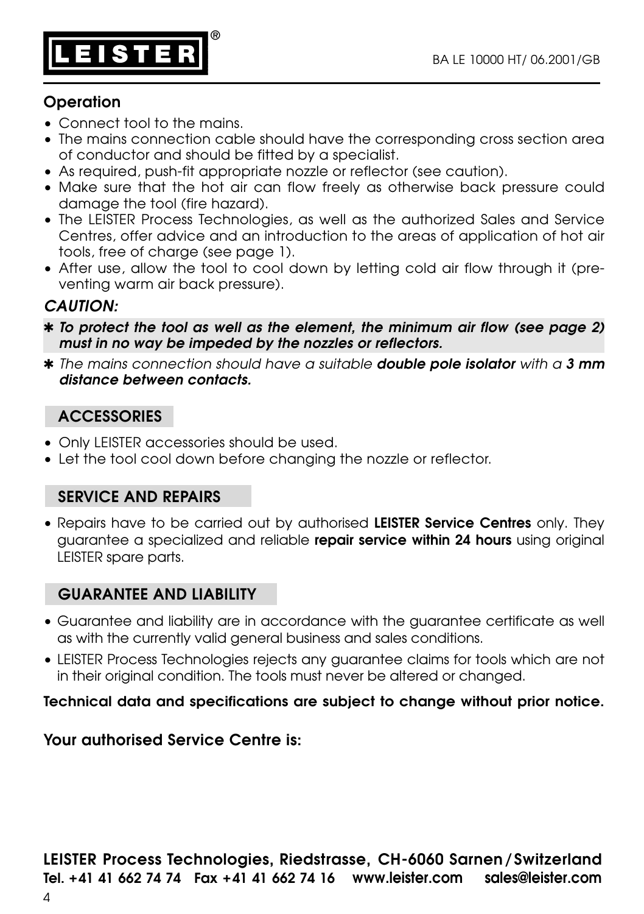## Operation

- Connect tool to the mains.
- The mains connection cable should have the corresponding cross section area of conductor and should be fitted by a specialist.
- As required, push-fit appropriate nozzle or reflector (see caution).
- Make sure that the hot air can flow freely as otherwise back pressure could damage the tool (fire hazard).
- The LEISTER Process Technologies, as well as the authorized Sales and Service Centres, offer advice and an introduction to the areas of application of hot air tools, free of charge (see page 1).
- After use, allow the tool to cool down by letting cold air flow through it (preventing warm air back pressure).

### *CAUTION:*

✱ ***To protect the tool as well as the element, the minimum air flow (see page 2) must in no way be impeded by the nozzles or reflectors.***

✱ *The mains connection should have a suitable **double pole isolator** with a **3 mm distance between contacts.***

## ACCESSORIES

- Only LEISTER accessories should be used.
- Let the tool cool down before changing the nozzle or reflector.

## SERVICE AND REPAIRS

- Repairs have to be carried out by authorised **LEISTER Service Centres** only. They guarantee a specialized and reliable **repair service within 24 hours** using original LEISTER spare parts.

## GUARANTEE AND LIABILITY

- Guarantee and liability are in accordance with the guarantee certificate as well as with the currently valid general business and sales conditions.
- LEISTER Process Technologies rejects any guarantee claims for tools which are not in their original condition. The tools must never be altered or changed.

**Technical data and specifications are subject to change without prior notice.**

**Your authorised Service Centre is:**

**LEISTER Process Technologies, Riedstrasse, CH-6060 Sarnen / Switzerland**
**Tel. +41 41 662 74 74 Fax +41 41 662 74 16 www.leister.com sales@leister.com**